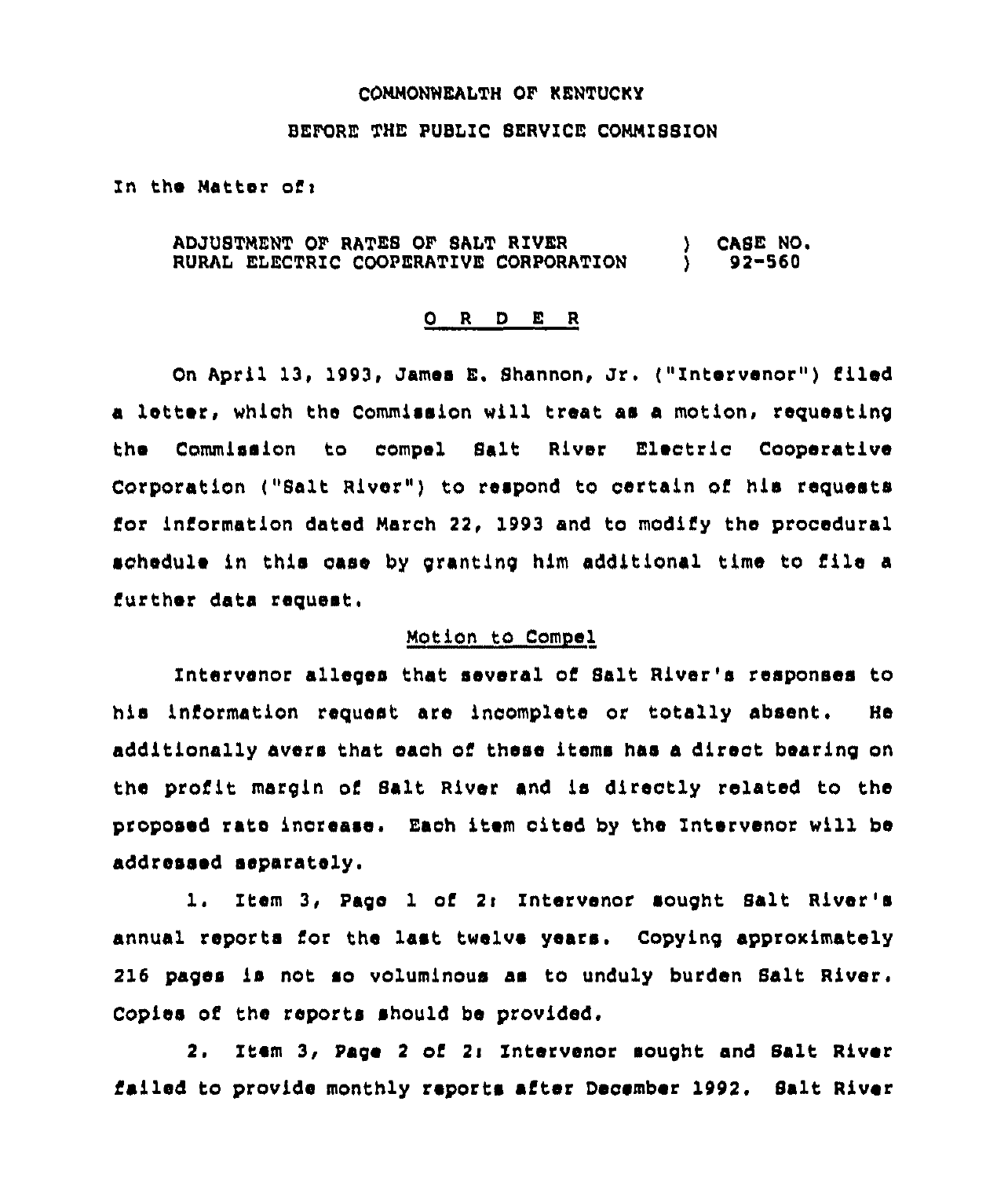COMMONWEALTH OF KENTUCKY

BEFORE THE PUBLIC SERVICE COMMISSION

In the Matter of:

ADJUSTMENT OF RATES OF SALT RIVER RURAL ELECTRIC COOPERATIVE CORPORATION ) CASE NO. 92-560

## O R D E R

On April 13, 1993, James E. Shannon, Jr. ("Intervenor") filed a letter, which the Commission will treat as a motion, requesting the Commission to compel Salt River Electric Cooperative Corporation ("Salt River") to respond to certain of his requests for information dated March 22, 1993 and to modify the procedural schedule in this case by granting him additional time to file a further data request.

### Motion to Compel

Intervenor alleges that several of Salt River's responses to his information request are incomplete or totally absent. He additionally avers that each of these items has a direct bearing on the profit margin of Salt River and is directly related to the proposed rate increase. Each item cited by the Intervenor will be addressed separately.

1. Item 3, Page 1 of 2: Intervenor sought Salt River's annual reports for the last twelve years. Copying approximately 216 pages is not so voluminous as to unduly burden Salt River. Copies of the reports should be provided.

2. Item 3, Page 2 of 2: Intervenor sought and Salt River failed to provide monthly reports after December 1992. Salt River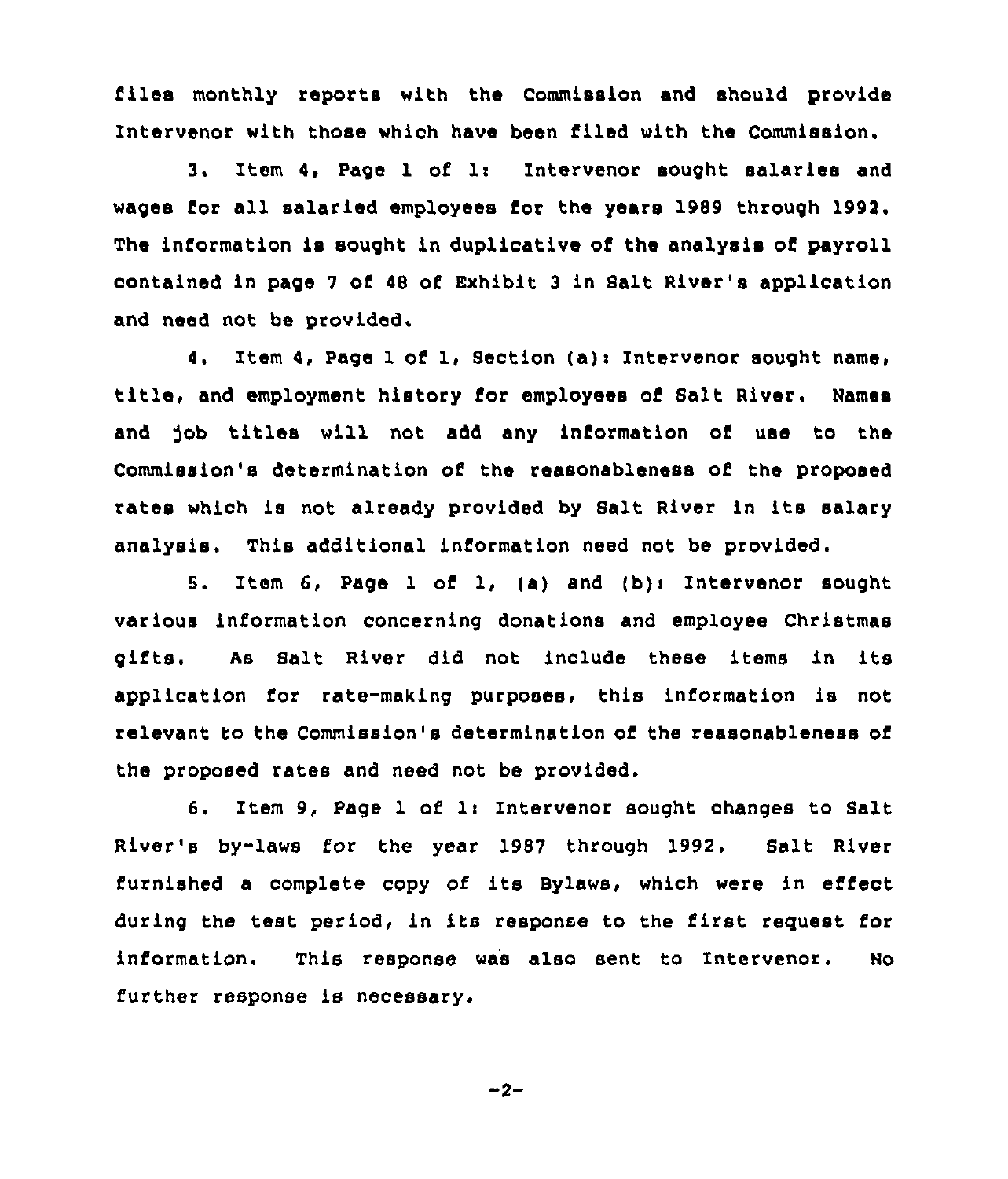files monthly reports with the Commission and should provide Intervenor with those which have been filed with the Commission.

3. Item 4, Page 1 of 1: Intervenor sought salaries and wages for all salaried employees for the years 1989 through 1992. The information is sought in duplicative of the analysis of payroll contained in page 7 of 48 of Exhibit 3 in Salt River's application and need not be provided.

4. Item 4, Page 1 of 1, Section (a): Intervenor sought name, title, and employment history for employees of Salt River. Names and job titles will not add any information of use to the Commission's determination of the reasonableness of the proposed rates which is not already provided by Salt River in its salary analysis. This additional information need not be provided.

5. Item 6, Page 1 of 1, (a) and (b): Intervenor sought various information concerning donations and employee Christmas gifts. As Salt River did not include these items in its application for rate-making purposes, this information is not relevant to the Commission's determination of the reasonableness of the proposed rates and need not be provided.

6. Item 9, Page 1 of 1: Intervenor sought changes to Salt River's by-laws for the year 1987 through 1992. Salt River furnished a complete copy of its Bylaws, which were in effect during the test period, in its response to the first request for information. This response was also sent to Intervenor. No further response is necessary.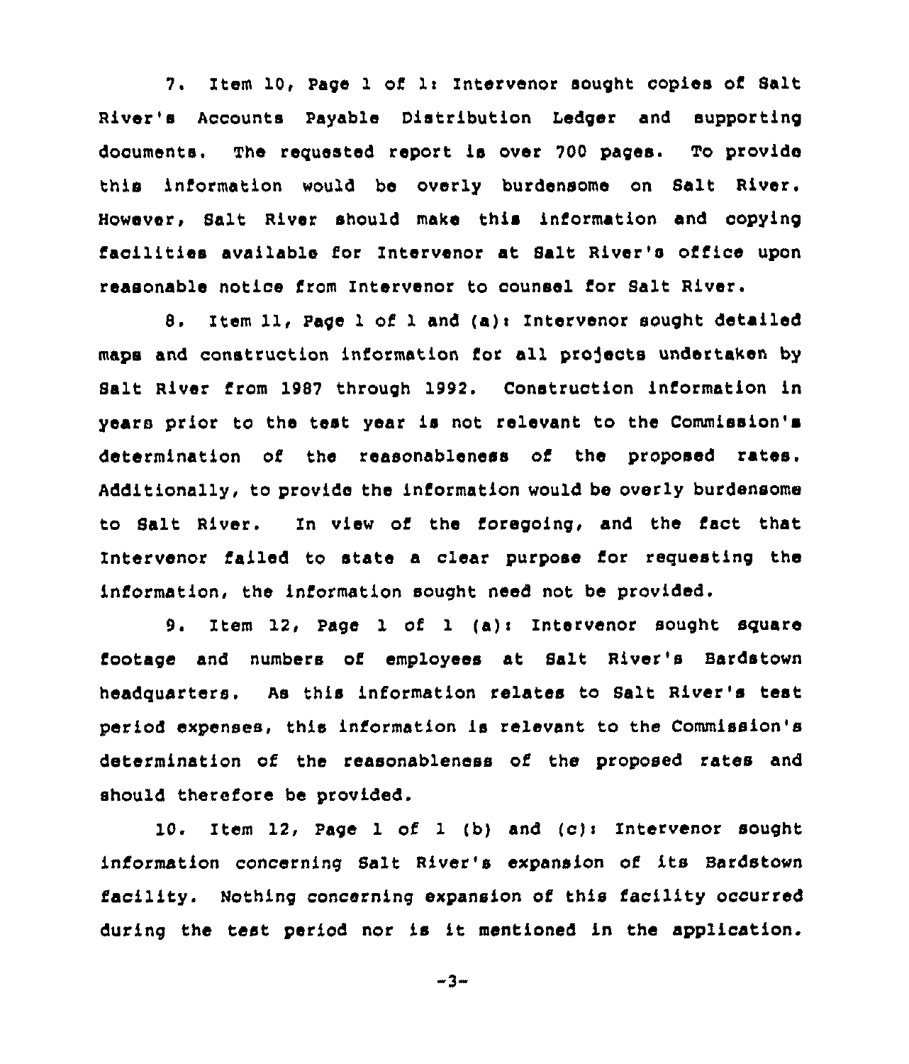7. Item 10, Page 1 of 1: Intervenor sought copies of Salt River's Accounts Payable Distribution Ledger and supporting documents. The requested report is over 700 pages. To provide this information would be overly burdensome on Salt River. However, Salt River should make this information and copying facilities available for Intervenor at Salt River's office upon reasonable notice from Intervenor to counsel for Salt River.

8. Item 11, Page 1 of 1 and (a): Intervenor sought detailed maps and construction information for all projects undertaken by Salt River from 1987 through 1992. Construction information in years prior to the test year is not relevant to the Commission's determination of the reasonableness of the proposed rates. Additionally, to provide the information would be overly burdensome to Salt River. In view of the foregoing, and the fact that Intervenor failed to state a clear purpose for requesting the information, the information sought need not be provided.

9. Item 12, Page 1 of 1 (a): Intervenor sought square footage and numbers of employees at Salt River's Bardstown headquarters. As this information relates to Salt River's test period expenses, this information is relevant to the Commission's determination of the reasonableness of the proposed rates and should therefore be provided.

10. Item 12, Page 1 of 1 (b) and (c): Intervenor sought information concerning Salt River's expansion of its Bardstown facility. Nothing concerning expansion of this facility occurred during the test period nor is it mentioned in the application.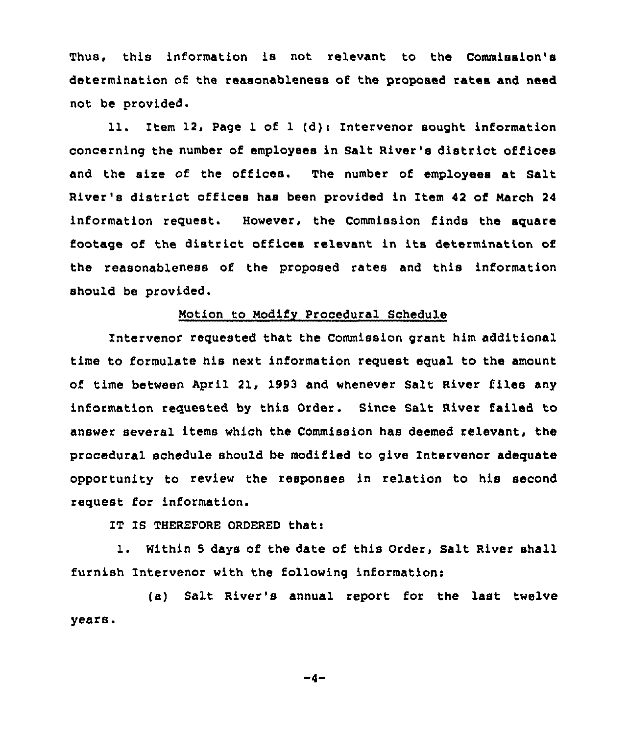Thus, this information is not relevant to the Commission's determination of the reasonableness of the proposed rates and need not be provided.

11. Item 12, Page 1 of 1 (d): Intervenor sought information concerning the number of employees in Salt River's district offices and the size of the offices. The number of employees at Salt River's district offices has been provided in Item 42 of March 24 information request. However, the Commission finds the square footage of the district offices relevant in its determination of the reasonableness of the proposed rates and this information should be provided.

Motion to Modify Procedural Schedule

Intervenor requested that the Commission grant him additional time to formulate his next information request equal to the amount of time between April 21, 1993 and whenever Salt River files any information requested by this Order. Since Salt River failed to answer several items which the Commission has deemed relevant, the procedural schedule should be modified to give Intervenor adequate opportunity to review the responses in relation to his second request for information.

IT IS THEREFORE ORDERED that:

1. Within 5 days of the date of this Order, Salt River shall furnish Intervenor with the following information:

(a) Salt River's annual report for the last twelve years.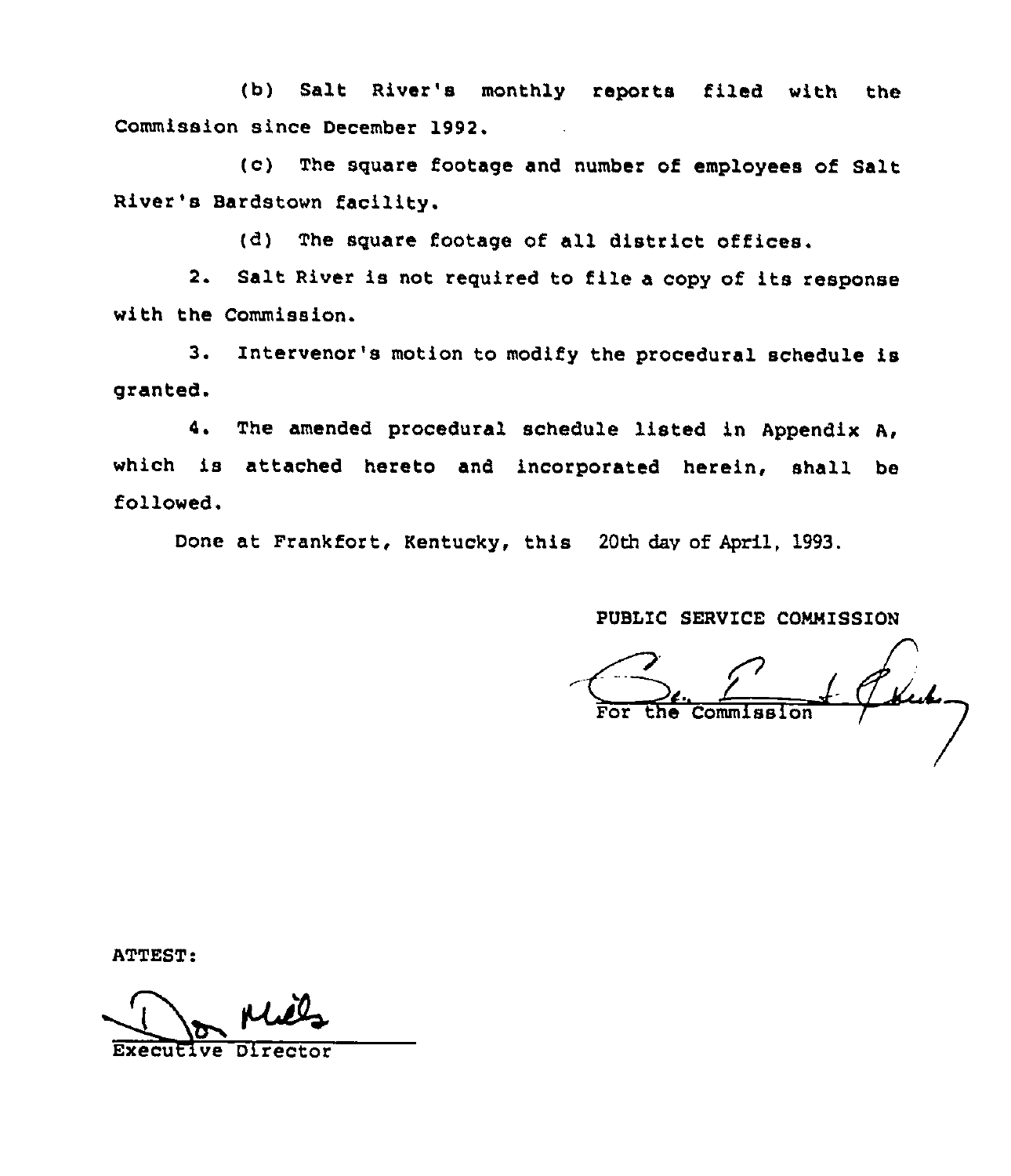(b) Salt River's monthly reports filed with the Commission since December 1992.

(c) The square footage and number of employees of Salt River's Bardstown facility.

(d) The square footage of all district offices.

2. Salt River is not required to file a copy of its response with the Commission.

3. Intervenor's motion to modify the procedural schedule is granted.

4. The amended procedural schedule listed in Appendix A, which is attached hereto and incorporated herein, shall be followed.

Done at Frankfort, Kentucky, this 20th day of April, 1993.

PUBLIC SERVICE COMMISSION

For the Commission

ATTEST:

Executive Director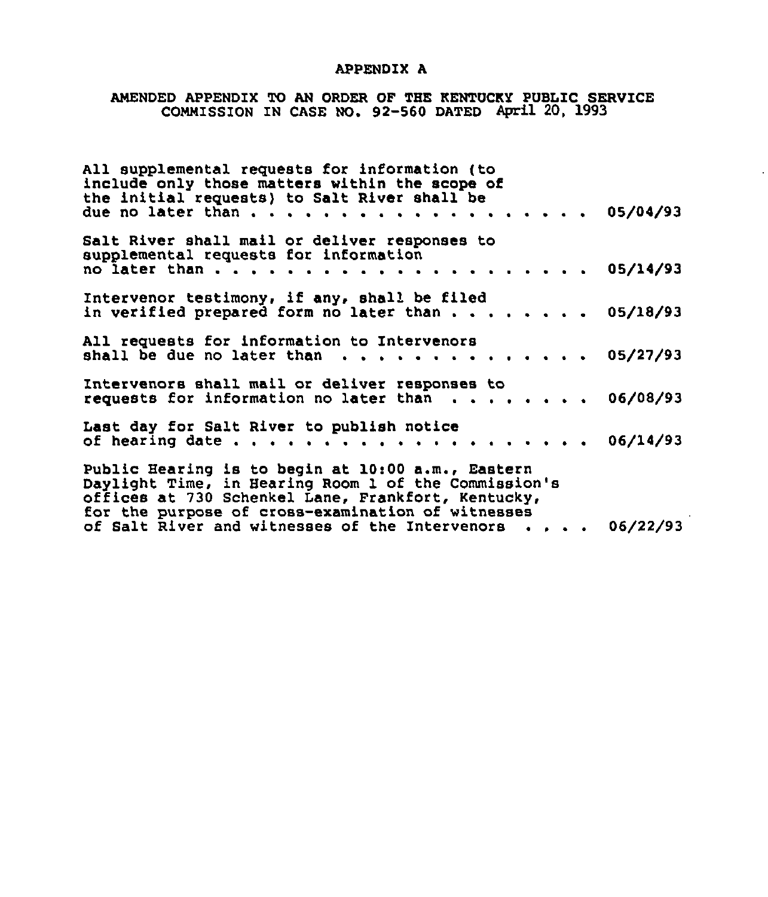# APPENDIX A

## AMENDED APPENDIX TO AN ORDER OF THE KENTUCKY PUBLIC SERVICE COMMISSION IN CASE NO. 92-560 DATED April 20, 1993

All supplemental requests for information (to include only those matters within the scope of the initial requests) to Salt River shall be due no later than . . . . . . . . . . . . . . . . . . . . 05/04/93

Salt River shall mail or deliver responses to supplemental requests for information no later than . . . . . . . . . . . . . . . . . . . . . 05/14/93

Intervenor testimony, if any, shall be filed in verified prepared form no later than . . . . . . . . 05/18/93

All requests for information to Intervenors shall be due no later than . . . . . . . . . . . . . . 05/27/93

Intervenors shall mail or deliver responses to requests for information no later than . . . . . . . . 06/08/93

Last day for Salt River to publish notice of hearing date . . . . . . . . . . . . . . . . . . . . 06/14/93

Public Hearing is to begin at 10:00 a.m., Eastern Daylight Time, in Hearing Room 1 of the Commission's offices at 730 Schenkel Lane, Frankfort, Kentucky, for the purpose of cross-examination of witnesses of Salt River and witnesses of the Intervenors . . . . 06/22/93